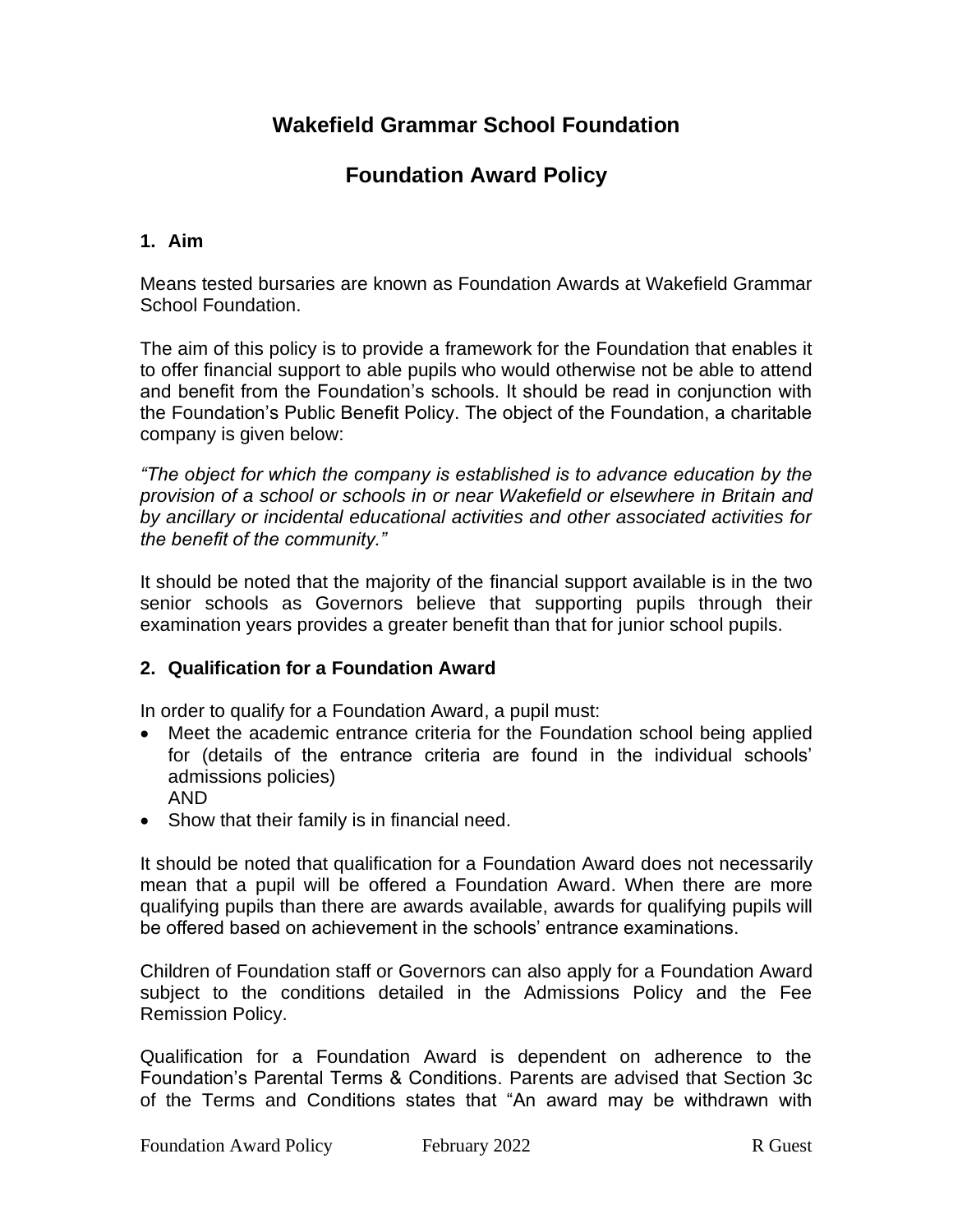# Wakefield Grammar School Foundation

## Foundation Award Policy

### 1. Aim

Means tested bursaries are known as Foundation Awards at Wakefield Grammar School Foundation.

The aim of this policy is to provide a framework for the Foundation that enables it to offer financial support to able pupils who would otherwise not be able to attend and benefit from the Foundation's schools. It should be read in conjunction with the Foundation's Public Benefit Policy. The object of the Foundation, a charitable company is given below:

*"The object for which the company is established is to advance education by the provision of a school or schools in or near Wakefield or elsewhere in Britain and by ancillary or incidental educational activities and other associated activities for the benefit of the community."*

It should be noted that the majority of the financial support available is in the two senior schools as Governors believe that supporting pupils through their examination years provides a greater benefit than that for junior school pupils.

### 2. Qualification for a Foundation Award

In order to qualify for a Foundation Award, a pupil must:

- Meet the academic entrance criteria for the Foundation school being applied for (details of the entrance criteria are found in the individual schools' admissions policies)
  AND
- Show that their family is in financial need.

It should be noted that qualification for a Foundation Award does not necessarily mean that a pupil will be offered a Foundation Award. When there are more qualifying pupils than there are awards available, awards for qualifying pupils will be offered based on achievement in the schools' entrance examinations.

Children of Foundation staff or Governors can also apply for a Foundation Award subject to the conditions detailed in the Admissions Policy and the Fee Remission Policy.

Qualification for a Foundation Award is dependent on adherence to the Foundation's Parental Terms & Conditions. Parents are advised that Section 3c of the Terms and Conditions states that "An award may be withdrawn with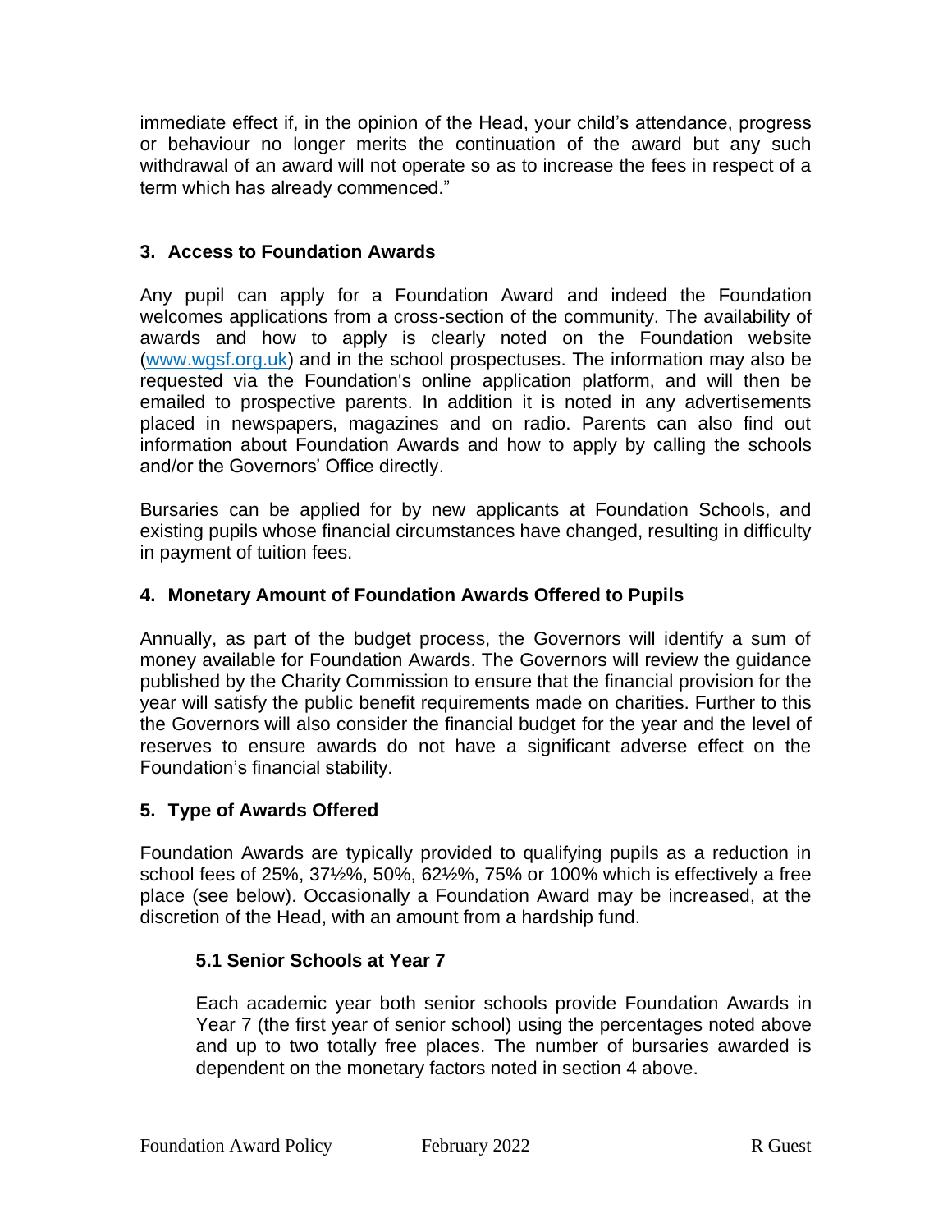immediate effect if, in the opinion of the Head, your child's attendance, progress or behaviour no longer merits the continuation of the award but any such withdrawal of an award will not operate so as to increase the fees in respect of a term which has already commenced."

## 3. Access to Foundation Awards

Any pupil can apply for a Foundation Award and indeed the Foundation welcomes applications from a cross-section of the community. The availability of awards and how to apply is clearly noted on the Foundation website (www.wgsf.org.uk) and in the school prospectuses. The information may also be requested via the Foundation's online application platform, and will then be emailed to prospective parents. In addition it is noted in any advertisements placed in newspapers, magazines and on radio. Parents can also find out information about Foundation Awards and how to apply by calling the schools and/or the Governors' Office directly.

Bursaries can be applied for by new applicants at Foundation Schools, and existing pupils whose financial circumstances have changed, resulting in difficulty in payment of tuition fees.

## 4. Monetary Amount of Foundation Awards Offered to Pupils

Annually, as part of the budget process, the Governors will identify a sum of money available for Foundation Awards. The Governors will review the guidance published by the Charity Commission to ensure that the financial provision for the year will satisfy the public benefit requirements made on charities. Further to this the Governors will also consider the financial budget for the year and the level of reserves to ensure awards do not have a significant adverse effect on the Foundation's financial stability.

## 5. Type of Awards Offered

Foundation Awards are typically provided to qualifying pupils as a reduction in school fees of 25%, 37½%, 50%, 62½%, 75% or 100% which is effectively a free place (see below). Occasionally a Foundation Award may be increased, at the discretion of the Head, with an amount from a hardship fund.

### 5.1 Senior Schools at Year 7

Each academic year both senior schools provide Foundation Awards in Year 7 (the first year of senior school) using the percentages noted above and up to two totally free places. The number of bursaries awarded is dependent on the monetary factors noted in section 4 above.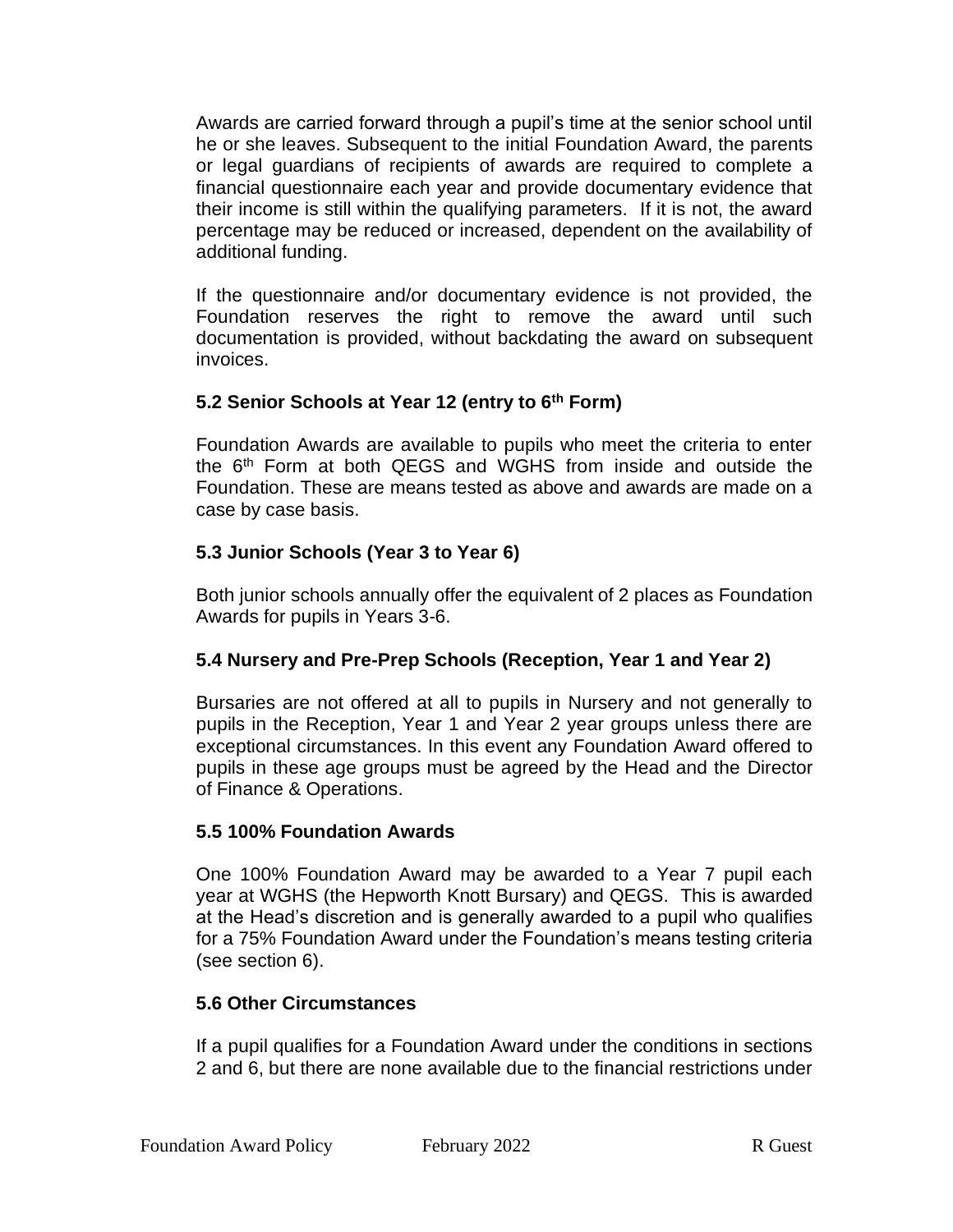Awards are carried forward through a pupil's time at the senior school until he or she leaves. Subsequent to the initial Foundation Award, the parents or legal guardians of recipients of awards are required to complete a financial questionnaire each year and provide documentary evidence that their income is still within the qualifying parameters. If it is not, the award percentage may be reduced or increased, dependent on the availability of additional funding.

If the questionnaire and/or documentary evidence is not provided, the Foundation reserves the right to remove the award until such documentation is provided, without backdating the award on subsequent invoices.

### 5.2 Senior Schools at Year 12 (entry to 6th Form)

Foundation Awards are available to pupils who meet the criteria to enter the 6th Form at both QEGS and WGHS from inside and outside the Foundation. These are means tested as above and awards are made on a case by case basis.

### 5.3 Junior Schools (Year 3 to Year 6)

Both junior schools annually offer the equivalent of 2 places as Foundation Awards for pupils in Years 3-6.

### 5.4 Nursery and Pre-Prep Schools (Reception, Year 1 and Year 2)

Bursaries are not offered at all to pupils in Nursery and not generally to pupils in the Reception, Year 1 and Year 2 year groups unless there are exceptional circumstances. In this event any Foundation Award offered to pupils in these age groups must be agreed by the Head and the Director of Finance & Operations.

### 5.5 100% Foundation Awards

One 100% Foundation Award may be awarded to a Year 7 pupil each year at WGHS (the Hepworth Knott Bursary) and QEGS. This is awarded at the Head's discretion and is generally awarded to a pupil who qualifies for a 75% Foundation Award under the Foundation's means testing criteria (see section 6).

### 5.6 Other Circumstances

If a pupil qualifies for a Foundation Award under the conditions in sections 2 and 6, but there are none available due to the financial restrictions under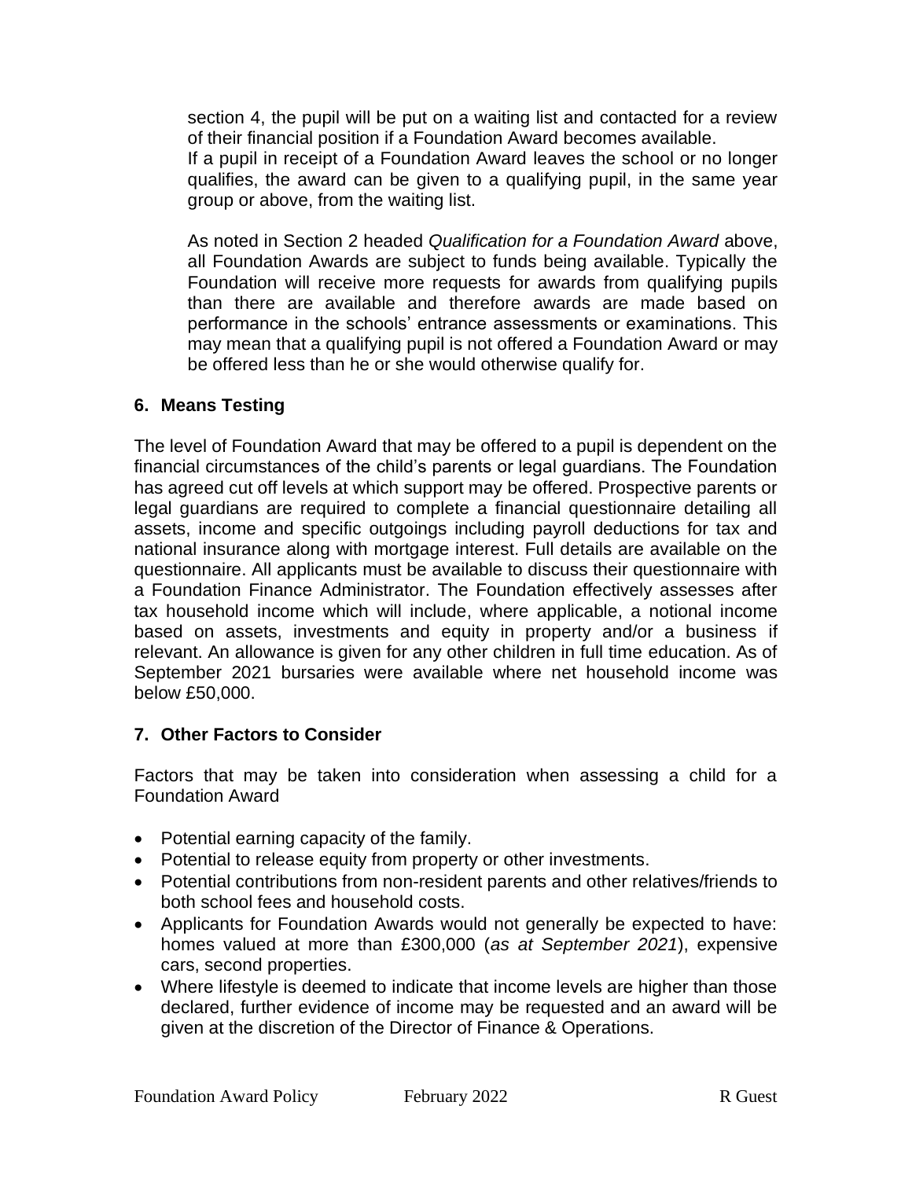section 4, the pupil will be put on a waiting list and contacted for a review of their financial position if a Foundation Award becomes available.
If a pupil in receipt of a Foundation Award leaves the school or no longer qualifies, the award can be given to a qualifying pupil, in the same year group or above, from the waiting list.

As noted in Section 2 headed *Qualification for a Foundation Award* above, all Foundation Awards are subject to funds being available. Typically the Foundation will receive more requests for awards from qualifying pupils than there are available and therefore awards are made based on performance in the schools' entrance assessments or examinations. This may mean that a qualifying pupil is not offered a Foundation Award or may be offered less than he or she would otherwise qualify for.

## 6. Means Testing

The level of Foundation Award that may be offered to a pupil is dependent on the financial circumstances of the child's parents or legal guardians. The Foundation has agreed cut off levels at which support may be offered. Prospective parents or legal guardians are required to complete a financial questionnaire detailing all assets, income and specific outgoings including payroll deductions for tax and national insurance along with mortgage interest. Full details are available on the questionnaire. All applicants must be available to discuss their questionnaire with a Foundation Finance Administrator. The Foundation effectively assesses after tax household income which will include, where applicable, a notional income based on assets, investments and equity in property and/or a business if relevant. An allowance is given for any other children in full time education. As of September 2021 bursaries were available where net household income was below £50,000.

## 7. Other Factors to Consider

Factors that may be taken into consideration when assessing a child for a Foundation Award

- Potential earning capacity of the family.
- Potential to release equity from property or other investments.
- Potential contributions from non-resident parents and other relatives/friends to both school fees and household costs.
- Applicants for Foundation Awards would not generally be expected to have: homes valued at more than £300,000 (*as at September 2021*), expensive cars, second properties.
- Where lifestyle is deemed to indicate that income levels are higher than those declared, further evidence of income may be requested and an award will be given at the discretion of the Director of Finance & Operations.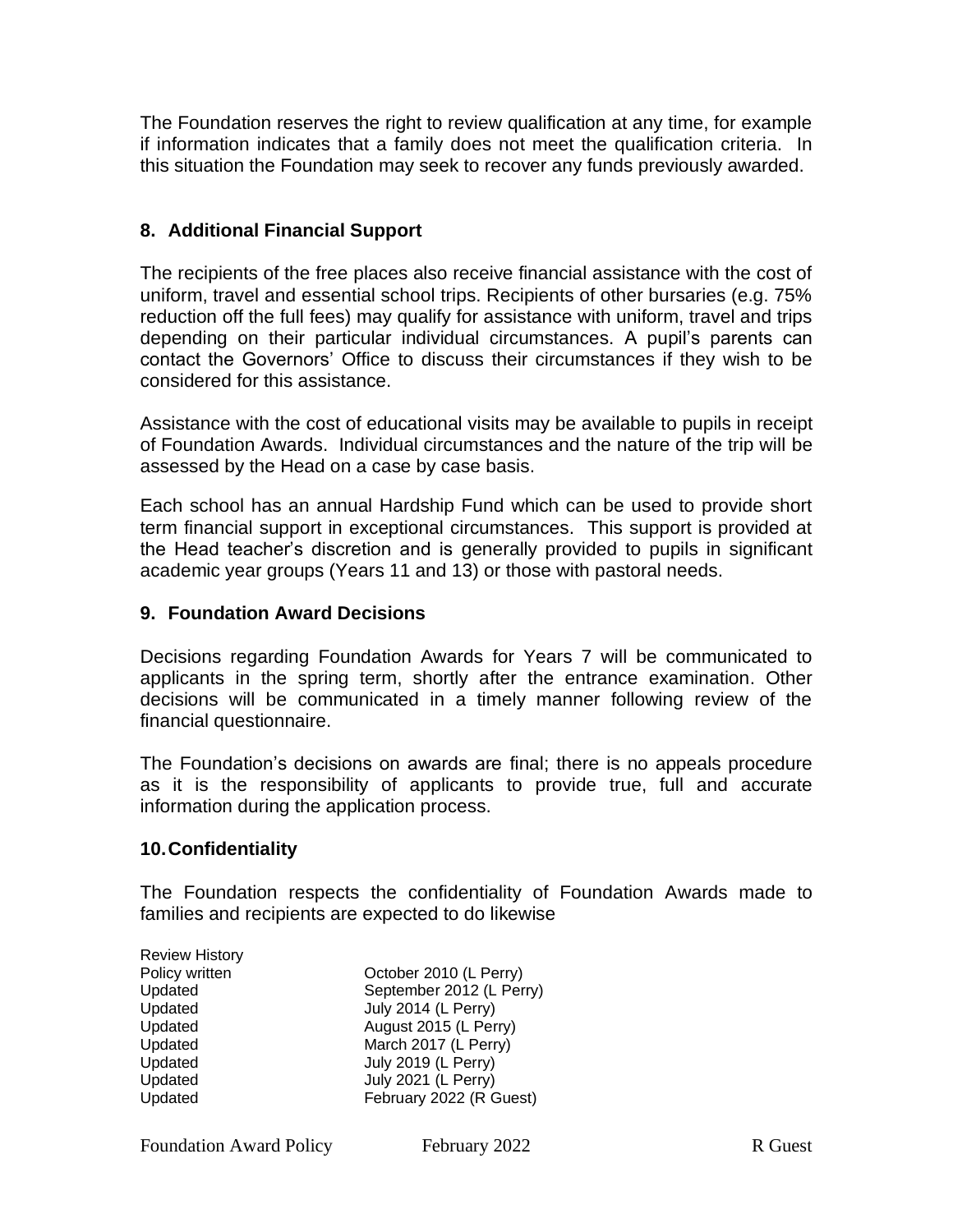The Foundation reserves the right to review qualification at any time, for example if information indicates that a family does not meet the qualification criteria. In this situation the Foundation may seek to recover any funds previously awarded.

## 8. Additional Financial Support

The recipients of the free places also receive financial assistance with the cost of uniform, travel and essential school trips. Recipients of other bursaries (e.g. 75% reduction off the full fees) may qualify for assistance with uniform, travel and trips depending on their particular individual circumstances. A pupil's parents can contact the Governors' Office to discuss their circumstances if they wish to be considered for this assistance.

Assistance with the cost of educational visits may be available to pupils in receipt of Foundation Awards. Individual circumstances and the nature of the trip will be assessed by the Head on a case by case basis.

Each school has an annual Hardship Fund which can be used to provide short term financial support in exceptional circumstances. This support is provided at the Head teacher's discretion and is generally provided to pupils in significant academic year groups (Years 11 and 13) or those with pastoral needs.

## 9. Foundation Award Decisions

Decisions regarding Foundation Awards for Years 7 will be communicated to applicants in the spring term, shortly after the entrance examination. Other decisions will be communicated in a timely manner following review of the financial questionnaire.

The Foundation's decisions on awards are final; there is no appeals procedure as it is the responsibility of applicants to provide true, full and accurate information during the application process.

## 10. Confidentiality

The Foundation respects the confidentiality of Foundation Awards made to families and recipients are expected to do likewise

Review History

| | |
|---|---|
| Policy written | October 2010 (L Perry) |
| Updated | September 2012 (L Perry) |
| Updated | July 2014 (L Perry) |
| Updated | August 2015 (L Perry) |
| Updated | March 2017 (L Perry) |
| Updated | July 2019 (L Perry) |
| Updated | July 2021 (L Perry) |
| Updated | February 2022 (R Guest) |